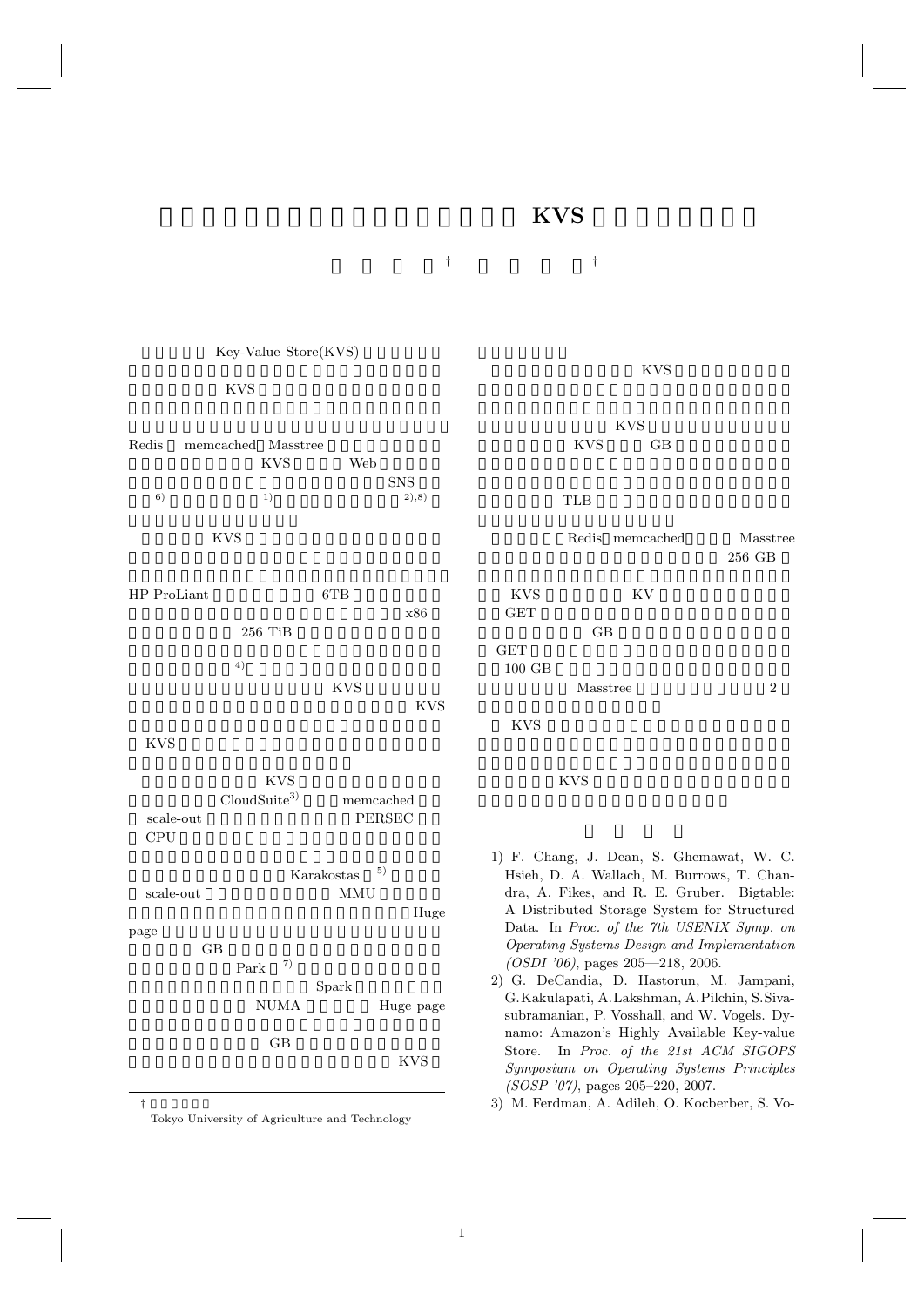# KVS

†　†

Key-Value Store(KVS)

KVS

Redis memcached Masstree

KVS Web

SNS

[6] [1] [2),8]

KVS

HP ProLiant 6TB

x86

256 TiB

[4]

KVS

KVS

KVS

KVS

CloudSuite[3] memcached

scale-out PERSEC

CPU

Karakostas [5]

scale-out MMU

Huge

page

GB

Park [7]

Spark

NUMA Huge page

GB

KVS

KVS

KVS

KVS GB

TLB

Redis memcached Masstree

256 GB

KVS KV

GET

GB

GET

100 GB

Masstree 2

KVS

KVS

---

1) F. Chang, J. Dean, S. Ghemawat, W. C. Hsieh, D. A. Wallach, M. Burrows, T. Chandra, A. Fikes, and R. E. Gruber. Bigtable: A Distributed Storage System for Structured Data. In *Proc. of the 7th USENIX Symp. on Operating Systems Design and Implementation (OSDI '06)*, pages 205—218, 2006.
2) G. DeCandia, D. Hastorun, M. Jampani, G.Kakulapati, A.Lakshman, A.Pilchin, S.Sivasubramanian, P. Vosshall, and W. Vogels. Dynamo: Amazon's Highly Available Key-value Store. In *Proc. of the 21st ACM SIGOPS Symposium on Operating Systems Principles (SOSP '07)*, pages 205–220, 2007.
3) M. Ferdman, A. Adileh, O. Kocberber, S. Vo-

---

†

Tokyo University of Agriculture and Technology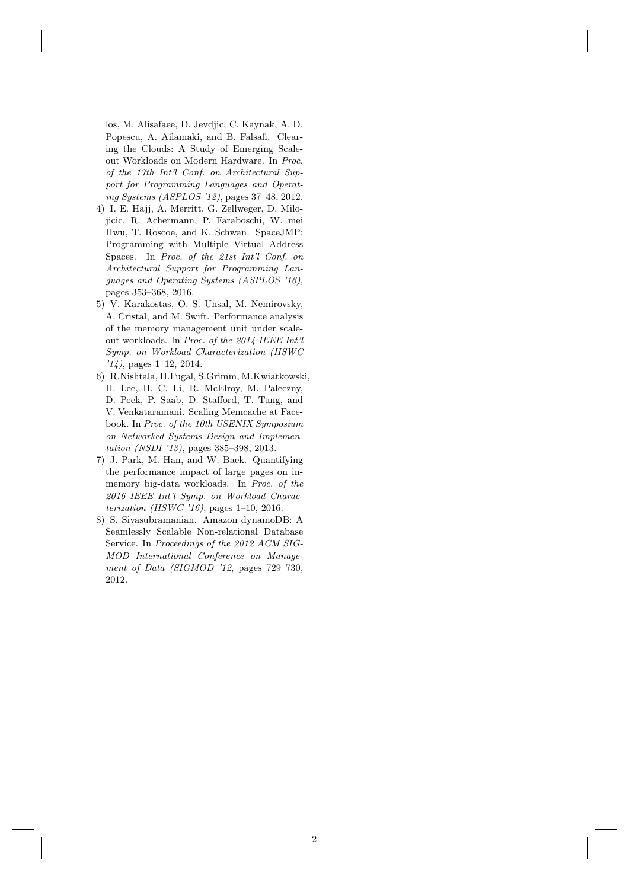los, M. Alisafaee, D. Jevdjic, C. Kaynak, A. D. Popescu, A. Ailamaki, and B. Falsafi. Clearing the Clouds: A Study of Emerging Scale-out Workloads on Modern Hardware. In *Proc. of the 17th Int'l Conf. on Architectural Support for Programming Languages and Operating Systems (ASPLOS '12)*, pages 37–48, 2012.

4) I. E. Hajj, A. Merritt, G. Zellweger, D. Milojicic, R. Achermann, P. Faraboschi, W. mei Hwu, T. Roscoe, and K. Schwan. SpaceJMP: Programming with Multiple Virtual Address Spaces. In *Proc. of the 21st Int'l Conf. on Architectural Support for Programming Languages and Operating Systems (ASPLOS '16)*, pages 353–368, 2016.

5) V. Karakostas, O. S. Unsal, M. Nemirovsky, A. Cristal, and M. Swift. Performance analysis of the memory management unit under scale-out workloads. In *Proc. of the 2014 IEEE Int'l Symp. on Workload Characterization (IISWC '14)*, pages 1–12, 2014.

6) R.Nishtala, H.Fugal, S.Grimm, M.Kwiatkowski, H. Lee, H. C. Li, R. McElroy, M. Paleczny, D. Peek, P. Saab, D. Stafford, T. Tung, and V. Venkataramani. Scaling Memcache at Facebook. In *Proc. of the 10th USENIX Symposium on Networked Systems Design and Implementation (NSDI '13)*, pages 385–398, 2013.

7) J. Park, M. Han, and W. Baek. Quantifying the performance impact of large pages on in-memory big-data workloads. In *Proc. of the 2016 IEEE Int'l Symp. on Workload Characterization (IISWC '16)*, pages 1–10, 2016.

8) S. Sivasubramanian. Amazon dynamoDB: A Seamlessly Scalable Non-relational Database Service. In *Proceedings of the 2012 ACM SIGMOD International Conference on Management of Data (SIGMOD '12*, pages 729–730, 2012.